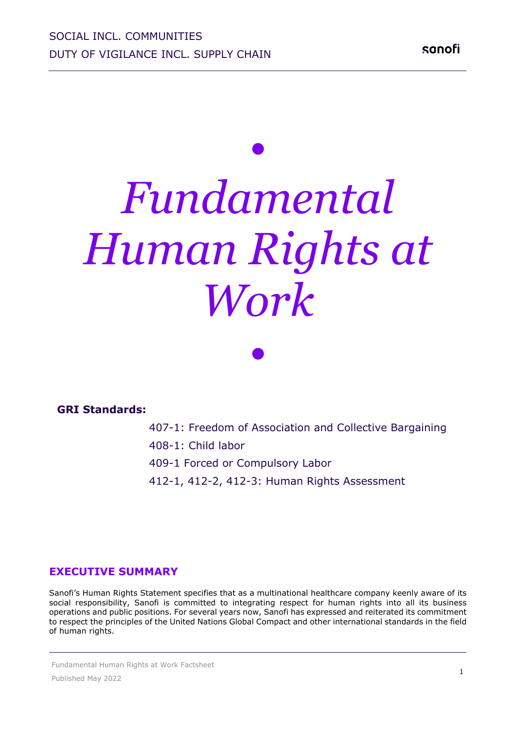SOCIAL INCL. COMMUNITIES

DUTY OF VIGILANCE INCL. SUPPLY CHAIN

# *Fundamental Human Rights at Work*

**GRI Standards:**

407-1: Freedom of Association and Collective Bargaining

408-1: Child labor

409-1 Forced or Compulsory Labor

412-1, 412-2, 412-3: Human Rights Assessment

## EXECUTIVE SUMMARY

Sanofi's Human Rights Statement specifies that as a multinational healthcare company keenly aware of its social responsibility, Sanofi is committed to integrating respect for human rights into all its business operations and public positions. For several years now, Sanofi has expressed and reiterated its commitment to respect the principles of the United Nations Global Compact and other international standards in the field of human rights.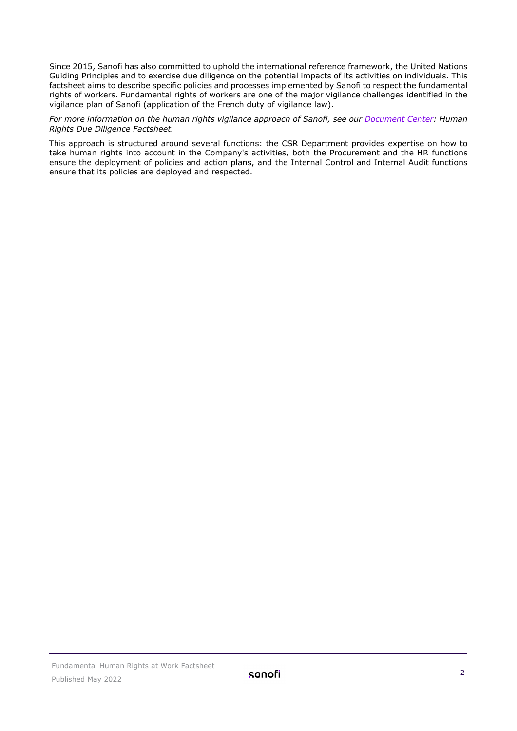Since 2015, Sanofi has also committed to uphold the international reference framework, the United Nations Guiding Principles and to exercise due diligence on the potential impacts of its activities on individuals. This factsheet aims to describe specific policies and processes implemented by Sanofi to respect the fundamental rights of workers. Fundamental rights of workers are one of the major vigilance challenges identified in the vigilance plan of Sanofi (application of the French duty of vigilance law).

*For more information on the human rights vigilance approach of Sanofi, see our Document Center: Human Rights Due Diligence Factsheet.*

This approach is structured around several functions: the CSR Department provides expertise on how to take human rights into account in the Company's activities, both the Procurement and the HR functions ensure the deployment of policies and action plans, and the Internal Control and Internal Audit functions ensure that its policies are deployed and respected.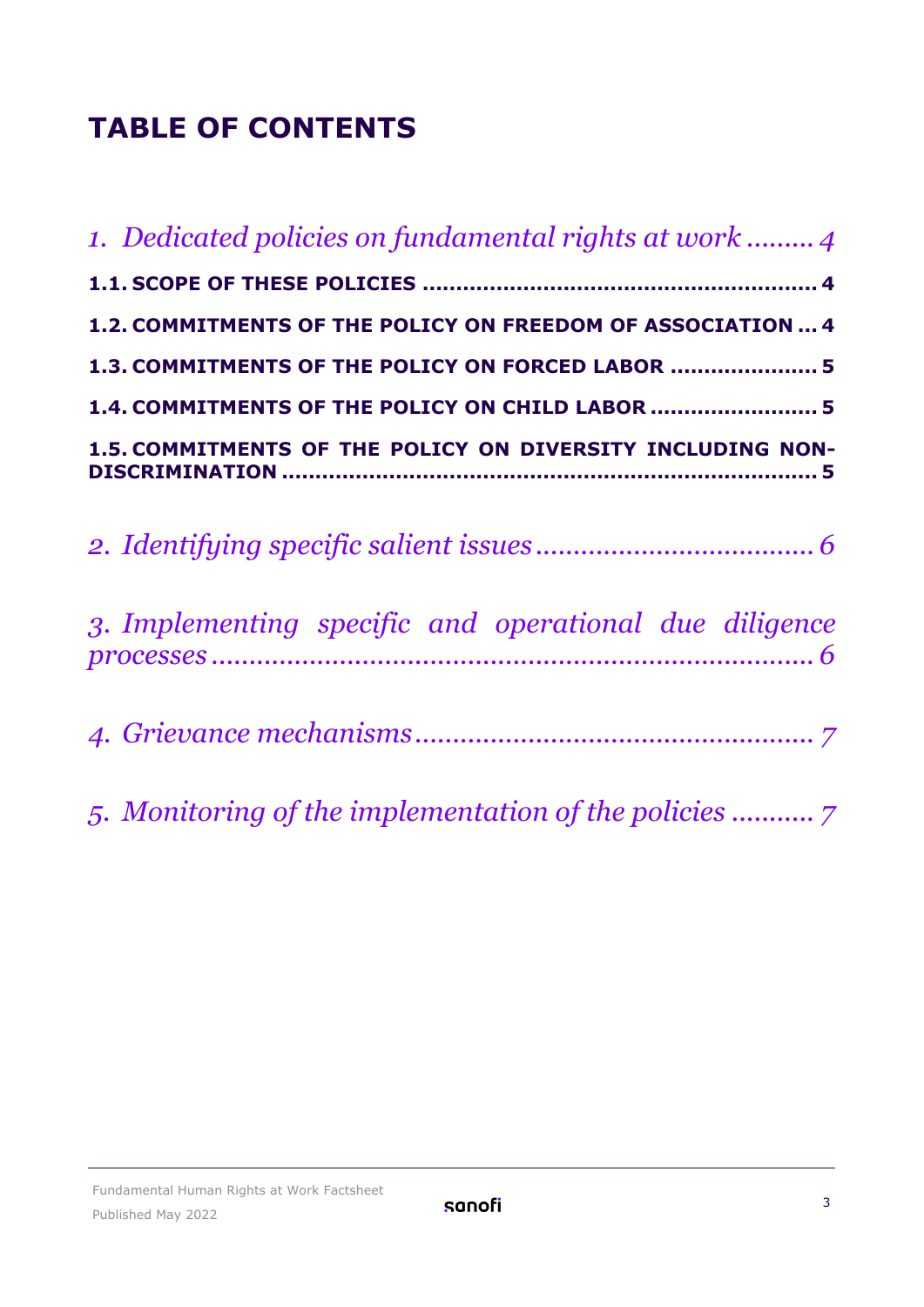# TABLE OF CONTENTS

*1. Dedicated policies on fundamental rights at work ......... 4*

**1.1. SCOPE OF THESE POLICIES ........................................................ 4**

**1.2. COMMITMENTS OF THE POLICY ON FREEDOM OF ASSOCIATION ... 4**

**1.3. COMMITMENTS OF THE POLICY ON FORCED LABOR ..................... 5**

**1.4. COMMITMENTS OF THE POLICY ON CHILD LABOR ........................ 5**

**1.5. COMMITMENTS OF THE POLICY ON DIVERSITY INCLUDING NON-DISCRIMINATION ............................................................................ 5**

*2. Identifying specific salient issues .................................... 6*

*3. Implementing specific and operational due diligence processes ............................................................................ 6*

*4. Grievance mechanisms .................................................... 7*

*5. Monitoring of the implementation of the policies ........... 7*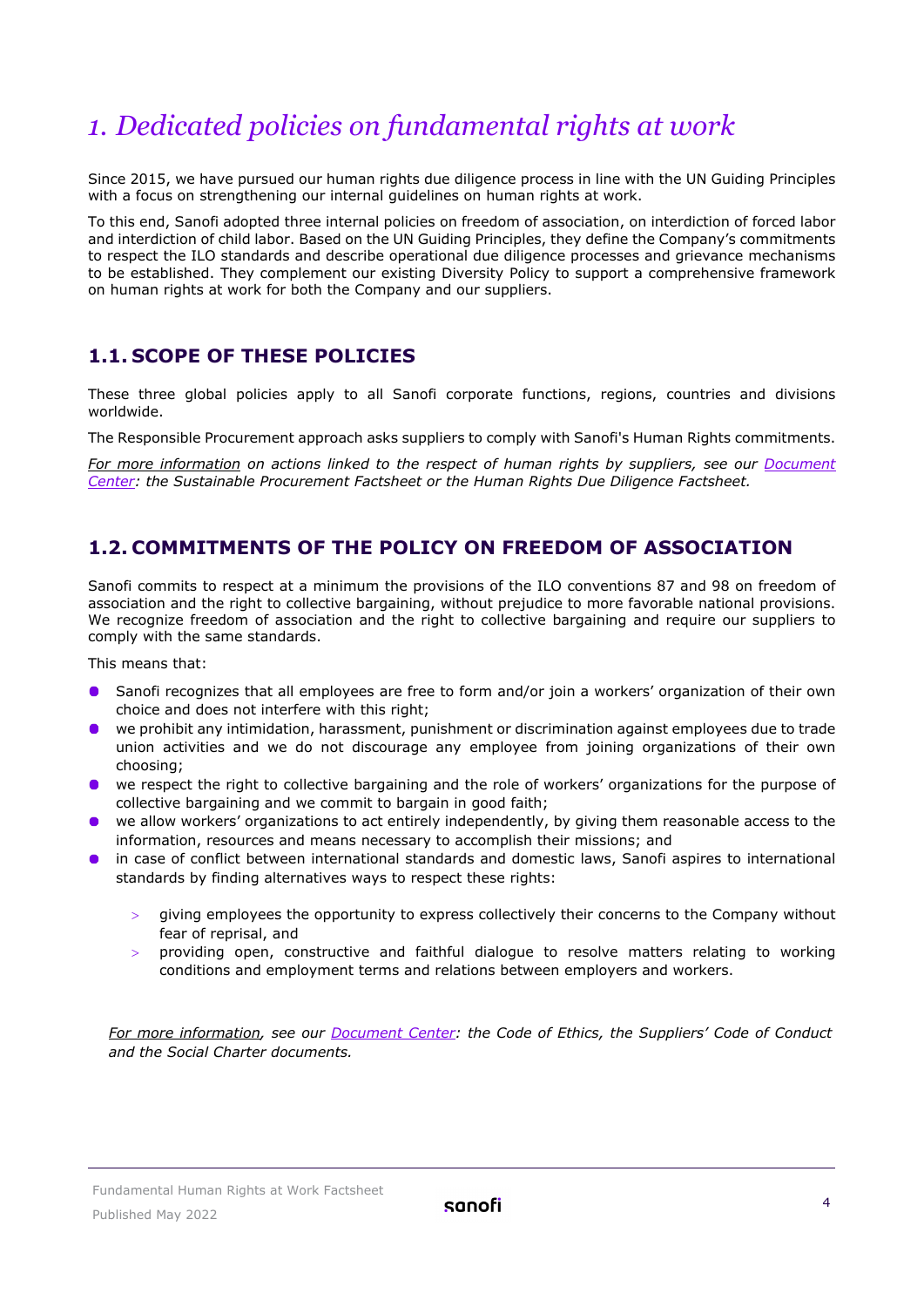# *1. Dedicated policies on fundamental rights at work*

Since 2015, we have pursued our human rights due diligence process in line with the UN Guiding Principles with a focus on strengthening our internal guidelines on human rights at work.

To this end, Sanofi adopted three internal policies on freedom of association, on interdiction of forced labor and interdiction of child labor. Based on the UN Guiding Principles, they define the Company's commitments to respect the ILO standards and describe operational due diligence processes and grievance mechanisms to be established. They complement our existing Diversity Policy to support a comprehensive framework on human rights at work for both the Company and our suppliers.

## 1.1. SCOPE OF THESE POLICIES

These three global policies apply to all Sanofi corporate functions, regions, countries and divisions worldwide.

The Responsible Procurement approach asks suppliers to comply with Sanofi's Human Rights commitments.

*For more information on actions linked to the respect of human rights by suppliers, see our Document Center: the Sustainable Procurement Factsheet or the Human Rights Due Diligence Factsheet.*

## 1.2. COMMITMENTS OF THE POLICY ON FREEDOM OF ASSOCIATION

Sanofi commits to respect at a minimum the provisions of the ILO conventions 87 and 98 on freedom of association and the right to collective bargaining, without prejudice to more favorable national provisions. We recognize freedom of association and the right to collective bargaining and require our suppliers to comply with the same standards.

This means that:

- Sanofi recognizes that all employees are free to form and/or join a workers' organization of their own choice and does not interfere with this right;
- we prohibit any intimidation, harassment, punishment or discrimination against employees due to trade union activities and we do not discourage any employee from joining organizations of their own choosing;
- we respect the right to collective bargaining and the role of workers' organizations for the purpose of collective bargaining and we commit to bargain in good faith;
- we allow workers' organizations to act entirely independently, by giving them reasonable access to the information, resources and means necessary to accomplish their missions; and
- in case of conflict between international standards and domestic laws, Sanofi aspires to international standards by finding alternatives ways to respect these rights:
  - giving employees the opportunity to express collectively their concerns to the Company without fear of reprisal, and
  - providing open, constructive and faithful dialogue to resolve matters relating to working conditions and employment terms and relations between employers and workers.

*For more information, see our Document Center: the Code of Ethics, the Suppliers' Code of Conduct and the Social Charter documents.*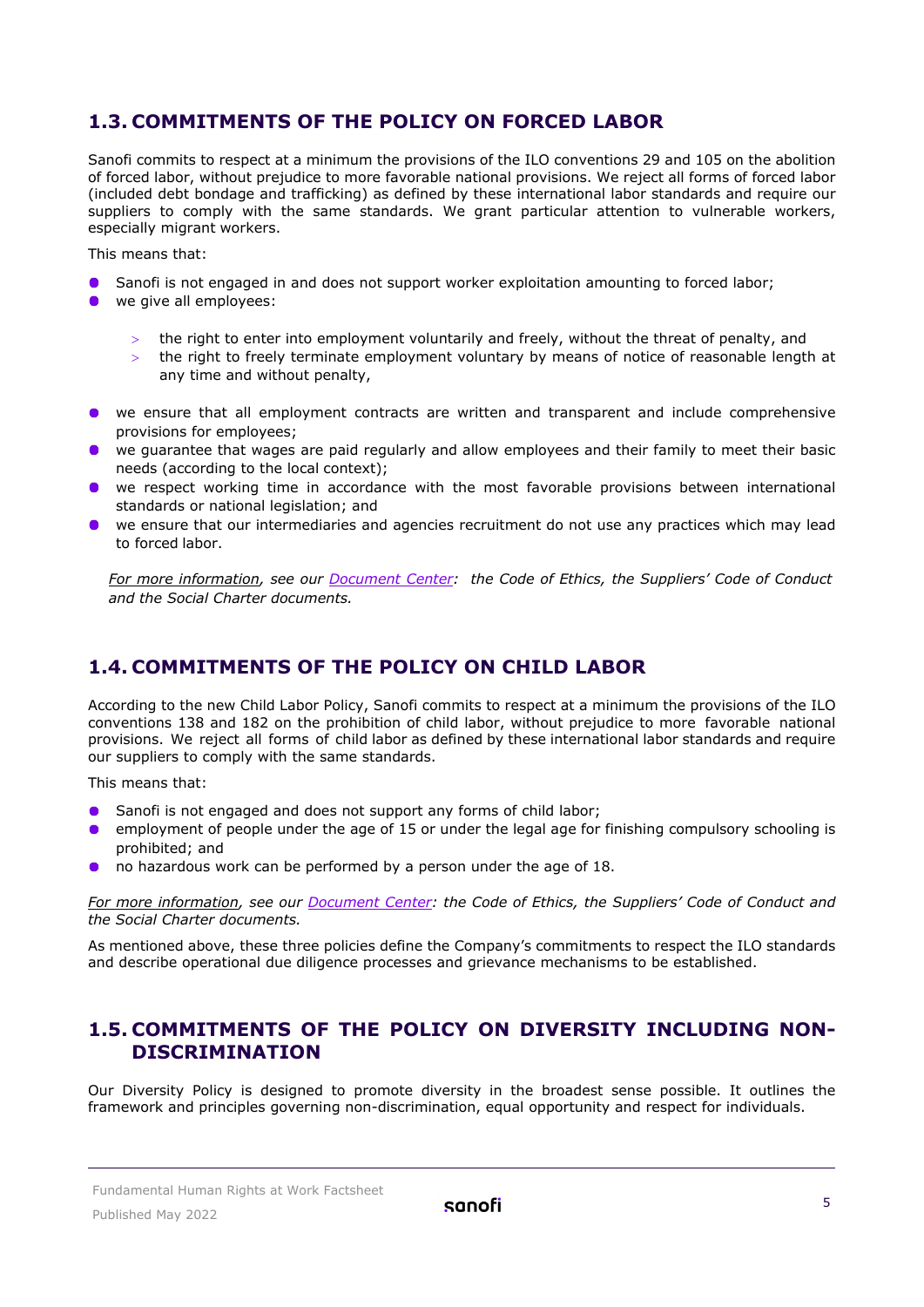## 1.3. COMMITMENTS OF THE POLICY ON FORCED LABOR

Sanofi commits to respect at a minimum the provisions of the ILO conventions 29 and 105 on the abolition of forced labor, without prejudice to more favorable national provisions. We reject all forms of forced labor (included debt bondage and trafficking) as defined by these international labor standards and require our suppliers to comply with the same standards. We grant particular attention to vulnerable workers, especially migrant workers.

This means that:

- Sanofi is not engaged in and does not support worker exploitation amounting to forced labor;
- we give all employees:
  - the right to enter into employment voluntarily and freely, without the threat of penalty, and
  - the right to freely terminate employment voluntary by means of notice of reasonable length at any time and without penalty,
- we ensure that all employment contracts are written and transparent and include comprehensive provisions for employees;
- we guarantee that wages are paid regularly and allow employees and their family to meet their basic needs (according to the local context);
- we respect working time in accordance with the most favorable provisions between international standards or national legislation; and
- we ensure that our intermediaries and agencies recruitment do not use any practices which may lead to forced labor.

*For more information, see our Document Center: the Code of Ethics, the Suppliers' Code of Conduct and the Social Charter documents.*

## 1.4. COMMITMENTS OF THE POLICY ON CHILD LABOR

According to the new Child Labor Policy, Sanofi commits to respect at a minimum the provisions of the ILO conventions 138 and 182 on the prohibition of child labor, without prejudice to more favorable national provisions. We reject all forms of child labor as defined by these international labor standards and require our suppliers to comply with the same standards.

This means that:

- Sanofi is not engaged and does not support any forms of child labor;
- employment of people under the age of 15 or under the legal age for finishing compulsory schooling is prohibited; and
- no hazardous work can be performed by a person under the age of 18.

*For more information, see our Document Center: the Code of Ethics, the Suppliers' Code of Conduct and the Social Charter documents.*

As mentioned above, these three policies define the Company's commitments to respect the ILO standards and describe operational due diligence processes and grievance mechanisms to be established.

## 1.5. COMMITMENTS OF THE POLICY ON DIVERSITY INCLUDING NON-DISCRIMINATION

Our Diversity Policy is designed to promote diversity in the broadest sense possible. It outlines the framework and principles governing non-discrimination, equal opportunity and respect for individuals.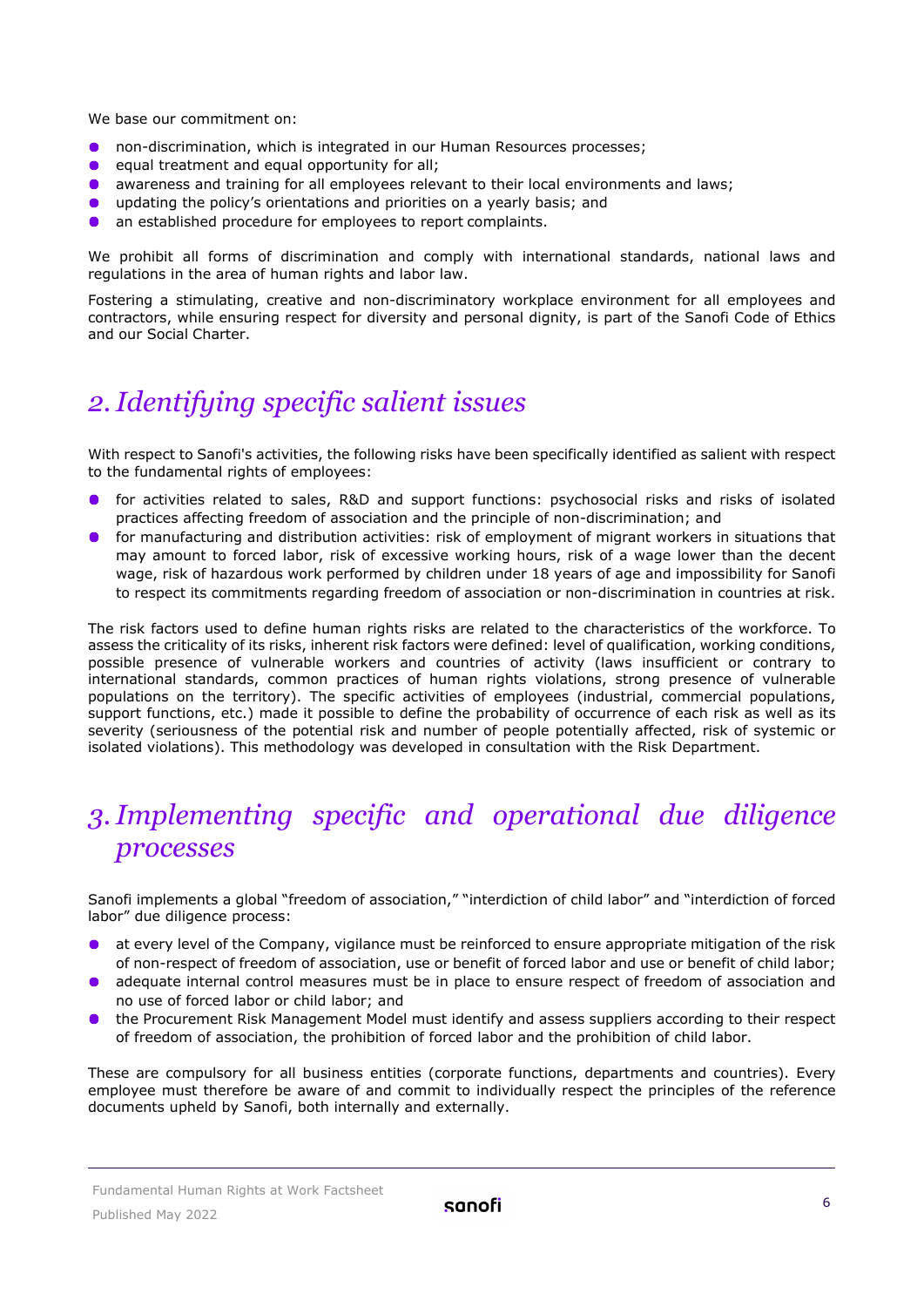We base our commitment on:

- non-discrimination, which is integrated in our Human Resources processes;
- equal treatment and equal opportunity for all;
- awareness and training for all employees relevant to their local environments and laws;
- updating the policy's orientations and priorities on a yearly basis; and
- an established procedure for employees to report complaints.

We prohibit all forms of discrimination and comply with international standards, national laws and regulations in the area of human rights and labor law.

Fostering a stimulating, creative and non-discriminatory workplace environment for all employees and contractors, while ensuring respect for diversity and personal dignity, is part of the Sanofi Code of Ethics and our Social Charter.

## 2. *Identifying specific salient issues*

With respect to Sanofi's activities, the following risks have been specifically identified as salient with respect to the fundamental rights of employees:

- for activities related to sales, R&D and support functions: psychosocial risks and risks of isolated practices affecting freedom of association and the principle of non-discrimination; and
- for manufacturing and distribution activities: risk of employment of migrant workers in situations that may amount to forced labor, risk of excessive working hours, risk of a wage lower than the decent wage, risk of hazardous work performed by children under 18 years of age and impossibility for Sanofi to respect its commitments regarding freedom of association or non-discrimination in countries at risk.

The risk factors used to define human rights risks are related to the characteristics of the workforce. To assess the criticality of its risks, inherent risk factors were defined: level of qualification, working conditions, possible presence of vulnerable workers and countries of activity (laws insufficient or contrary to international standards, common practices of human rights violations, strong presence of vulnerable populations on the territory). The specific activities of employees (industrial, commercial populations, support functions, etc.) made it possible to define the probability of occurrence of each risk as well as its severity (seriousness of the potential risk and number of people potentially affected, risk of systemic or isolated violations). This methodology was developed in consultation with the Risk Department.

## 3. *Implementing specific and operational due diligence processes*

Sanofi implements a global "freedom of association," "interdiction of child labor" and "interdiction of forced labor" due diligence process:

- at every level of the Company, vigilance must be reinforced to ensure appropriate mitigation of the risk of non-respect of freedom of association, use or benefit of forced labor and use or benefit of child labor;
- adequate internal control measures must be in place to ensure respect of freedom of association and no use of forced labor or child labor; and
- the Procurement Risk Management Model must identify and assess suppliers according to their respect of freedom of association, the prohibition of forced labor and the prohibition of child labor.

These are compulsory for all business entities (corporate functions, departments and countries). Every employee must therefore be aware of and commit to individually respect the principles of the reference documents upheld by Sanofi, both internally and externally.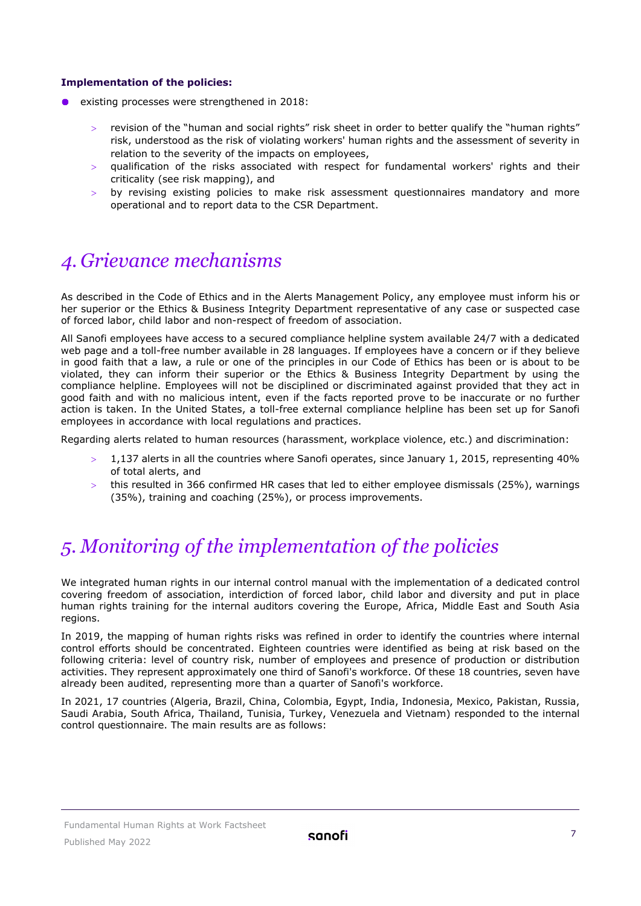**Implementation of the policies:**

- existing processes were strengthened in 2018:
  - revision of the "human and social rights" risk sheet in order to better qualify the "human rights" risk, understood as the risk of violating workers' human rights and the assessment of severity in relation to the severity of the impacts on employees,
  - qualification of the risks associated with respect for fundamental workers' rights and their criticality (see risk mapping), and
  - by revising existing policies to make risk assessment questionnaires mandatory and more operational and to report data to the CSR Department.

# 4. Grievance mechanisms

As described in the Code of Ethics and in the Alerts Management Policy, any employee must inform his or her superior or the Ethics & Business Integrity Department representative of any case or suspected case of forced labor, child labor and non-respect of freedom of association.

All Sanofi employees have access to a secured compliance helpline system available 24/7 with a dedicated web page and a toll-free number available in 28 languages. If employees have a concern or if they believe in good faith that a law, a rule or one of the principles in our Code of Ethics has been or is about to be violated, they can inform their superior or the Ethics & Business Integrity Department by using the compliance helpline. Employees will not be disciplined or discriminated against provided that they act in good faith and with no malicious intent, even if the facts reported prove to be inaccurate or no further action is taken. In the United States, a toll-free external compliance helpline has been set up for Sanofi employees in accordance with local regulations and practices.

Regarding alerts related to human resources (harassment, workplace violence, etc.) and discrimination:

- 1,137 alerts in all the countries where Sanofi operates, since January 1, 2015, representing 40% of total alerts, and
- this resulted in 366 confirmed HR cases that led to either employee dismissals (25%), warnings (35%), training and coaching (25%), or process improvements.

# 5. Monitoring of the implementation of the policies

We integrated human rights in our internal control manual with the implementation of a dedicated control covering freedom of association, interdiction of forced labor, child labor and diversity and put in place human rights training for the internal auditors covering the Europe, Africa, Middle East and South Asia regions.

In 2019, the mapping of human rights risks was refined in order to identify the countries where internal control efforts should be concentrated. Eighteen countries were identified as being at risk based on the following criteria: level of country risk, number of employees and presence of production or distribution activities. They represent approximately one third of Sanofi's workforce. Of these 18 countries, seven have already been audited, representing more than a quarter of Sanofi's workforce.

In 2021, 17 countries (Algeria, Brazil, China, Colombia, Egypt, India, Indonesia, Mexico, Pakistan, Russia, Saudi Arabia, South Africa, Thailand, Tunisia, Turkey, Venezuela and Vietnam) responded to the internal control questionnaire. The main results are as follows: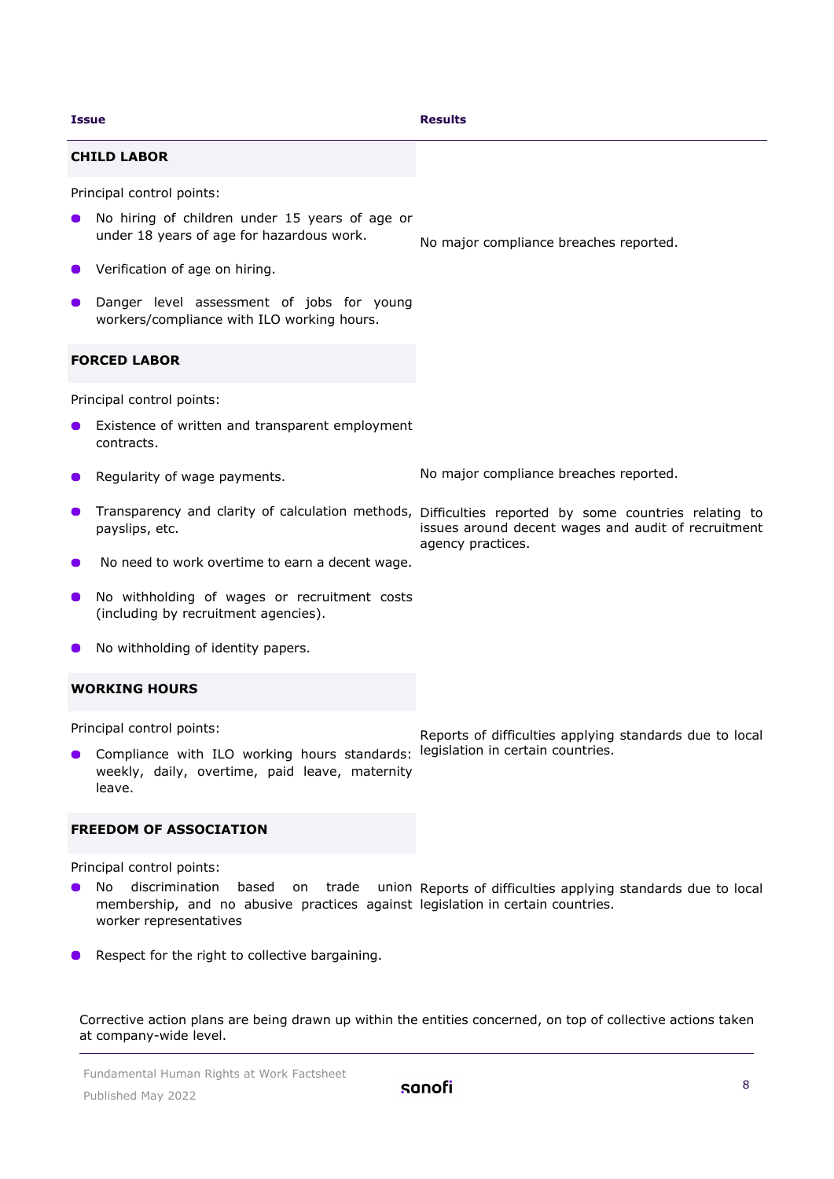| Issue | Results |
| --- | --- |
| **CHILD LABOR** | |
| Principal control points:<br>• No hiring of children under 15 years of age or under 18 years of age for hazardous work.<br>• Verification of age on hiring.<br>• Danger level assessment of jobs for young workers/compliance with ILO working hours. | No major compliance breaches reported. |
| **FORCED LABOR** | |
| Principal control points:<br>• Existence of written and transparent employment contracts.<br>• Regularity of wage payments. | No major compliance breaches reported. |
| • Transparency and clarity of calculation methods, payslips, etc.<br>• No need to work overtime to earn a decent wage.<br>• No withholding of wages or recruitment costs (including by recruitment agencies).<br>• No withholding of identity papers. | Difficulties reported by some countries relating to issues around decent wages and audit of recruitment agency practices. |
| **WORKING HOURS** | |
| Principal control points:<br>• Compliance with ILO working hours standards: weekly, daily, overtime, paid leave, maternity leave. | Reports of difficulties applying standards due to local legislation in certain countries. |
| **FREEDOM OF ASSOCIATION** | |
| Principal control points:<br>• No discrimination based on trade union membership, and no abusive practices against worker representatives<br>• Respect for the right to collective bargaining. | Reports of difficulties applying standards due to local legislation in certain countries. |

Corrective action plans are being drawn up within the entities concerned, on top of collective actions taken at company-wide level.